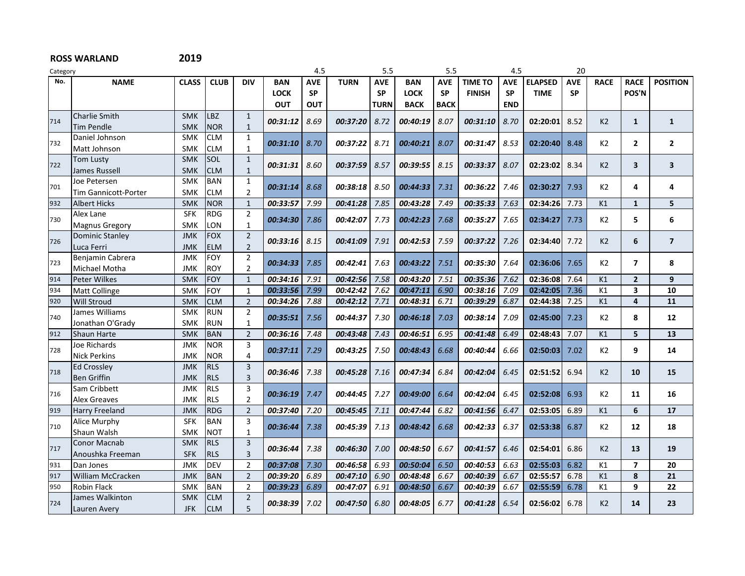**ROSS WARLAND** **2019**

Category

| No. | NAME | CLASS | CLUB | DIV | BAN LOCK OUT | AVE SP OUT (4.5) | TURN | AVE SP TURN (5.5) | BAN LOCK BACK | AVE SP BACK (5.5) | TIME TO FINISH | AVE SP END (4.5) | ELAPSED TIME | AVE SP (20) | RACE | RACE POS'N | POSITION |
|---|---|---|---|---|---|---|---|---|---|---|---|---|---|---|---|---|---|
| 714 | Charlie Smith<br>Tim Pendle | SMK<br>SMK | LBZ<br>NOR | 1<br>1 | 00:31:12 | 8.69 | 00:37:20 | 8.72 | 00:40:19 | 8.07 | 00:31:10 | 8.70 | 02:20:01 | 8.52 | K2 | 1 | 1 |
| 732 | Daniel Johnson<br>Matt Johnson | SMK<br>SMK | CLM<br>CLM | 1<br>1 | 00:31:10 | 8.70 | 00:37:22 | 8.71 | 00:40:21 | 8.07 | 00:31:47 | 8.53 | 02:20:40 | 8.48 | K2 | 2 | 2 |
| 722 | Tom Lusty<br>James Russell | SMK<br>SMK | SOL<br>CLM | 1<br>1 | 00:31:31 | 8.60 | 00:37:59 | 8.57 | 00:39:55 | 8.15 | 00:33:37 | 8.07 | 02:23:02 | 8.34 | K2 | 3 | 3 |
| 701 | Joe Petersen<br>Tim Gannicott-Porter | SMK<br>SMK | BAN<br>CLM | 1<br>2 | 00:31:14 | 8.68 | 00:38:18 | 8.50 | 00:44:33 | 7.31 | 00:36:22 | 7.46 | 02:30:27 | 7.93 | K2 | 4 | 4 |
| 932 | Albert Hicks | SMK | NOR | 1 | 00:33:57 | 7.99 | 00:41:28 | 7.85 | 00:43:28 | 7.49 | 00:35:33 | 7.63 | 02:34:26 | 7.73 | K1 | 1 | 5 |
| 730 | Alex Lane<br>Magnus Gregory | SFK<br>SMK | RDG<br>LON | 2<br>1 | 00:34:30 | 7.86 | 00:42:07 | 7.73 | 00:42:23 | 7.68 | 00:35:27 | 7.65 | 02:34:27 | 7.73 | K2 | 5 | 6 |
| 726 | Dominic Stanley<br>Luca Ferri | JMK<br>JMK | FOX<br>ELM | 2<br>2 | 00:33:16 | 8.15 | 00:41:09 | 7.91 | 00:42:53 | 7.59 | 00:37:22 | 7.26 | 02:34:40 | 7.72 | K2 | 6 | 7 |
| 723 | Benjamin Cabrera<br>Michael Motha | JMK<br>JMK | FOY<br>ROY | 2<br>2 | 00:34:33 | 7.85 | 00:42:41 | 7.63 | 00:43:22 | 7.51 | 00:35:30 | 7.64 | 02:36:06 | 7.65 | K2 | 7 | 8 |
| 914 | Peter Wilkes | SMK | FOY | 1 | 00:34:16 | 7.91 | 00:42:56 | 7.58 | 00:43:20 | 7.51 | 00:35:36 | 7.62 | 02:36:08 | 7.64 | K1 | 2 | 9 |
| 934 | Matt Collinge | SMK | FOY | 1 | 00:33:56 | 7.99 | 00:42:42 | 7.62 | 00:47:11 | 6.90 | 00:38:16 | 7.09 | 02:42:05 | 7.36 | K1 | 3 | 10 |
| 920 | Will Stroud | SMK | CLM | 2 | 00:34:26 | 7.88 | 00:42:12 | 7.71 | 00:48:31 | 6.71 | 00:39:29 | 6.87 | 02:44:38 | 7.25 | K1 | 4 | 11 |
| 740 | James Williams<br>Jonathan O'Grady | SMK<br>SMK | RUN<br>RUN | 2<br>1 | 00:35:51 | 7.56 | 00:44:37 | 7.30 | 00:46:18 | 7.03 | 00:38:14 | 7.09 | 02:45:00 | 7.23 | K2 | 8 | 12 |
| 912 | Shaun Harte | SMK | BAN | 2 | 00:36:16 | 7.48 | 00:43:48 | 7.43 | 00:46:51 | 6.95 | 00:41:48 | 6.49 | 02:48:43 | 7.07 | K1 | 5 | 13 |
| 728 | Joe Richards<br>Nick Perkins | JMK<br>JMK | NOR<br>NOR | 3<br>4 | 00:37:11 | 7.29 | 00:43:25 | 7.50 | 00:48:43 | 6.68 | 00:40:44 | 6.66 | 02:50:03 | 7.02 | K2 | 9 | 14 |
| 718 | Ed Crossley<br>Ben Griffin | JMK<br>JMK | RLS<br>RLS | 3<br>3 | 00:36:46 | 7.38 | 00:45:28 | 7.16 | 00:47:34 | 6.84 | 00:42:04 | 6.45 | 02:51:52 | 6.94 | K2 | 10 | 15 |
| 716 | Sam Cribbett<br>Alex Greaves | JMK<br>JMK | RLS<br>RLS | 3<br>2 | 00:36:19 | 7.47 | 00:44:45 | 7.27 | 00:49:00 | 6.64 | 00:42:04 | 6.45 | 02:52:08 | 6.93 | K2 | 11 | 16 |
| 919 | Harry Freeland | JMK | RDG | 2 | 00:37:40 | 7.20 | 00:45:45 | 7.11 | 00:47:44 | 6.82 | 00:41:56 | 6.47 | 02:53:05 | 6.89 | K1 | 6 | 17 |
| 710 | Alice Murphy<br>Shaun Walsh | SFK<br>SMK | BAN<br>NOT | 3<br>1 | 00:36:44 | 7.38 | 00:45:39 | 7.13 | 00:48:42 | 6.68 | 00:42:33 | 6.37 | 02:53:38 | 6.87 | K2 | 12 | 18 |
| 717 | Conor Macnab<br>Anoushka Freeman | SMK<br>SFK | RLS<br>RLS | 3<br>3 | 00:36:44 | 7.38 | 00:46:30 | 7.00 | 00:48:50 | 6.67 | 00:41:57 | 6.46 | 02:54:01 | 6.86 | K2 | 13 | 19 |
| 931 | Dan Jones | JMK | DEV | 2 | 00:37:08 | 7.30 | 00:46:58 | 6.93 | 00:50:04 | 6.50 | 00:40:53 | 6.63 | 02:55:03 | 6.82 | K1 | 7 | 20 |
| 917 | William McCracken | JMK | BAN | 2 | 00:39:20 | 6.89 | 00:47:10 | 6.90 | 00:48:48 | 6.67 | 00:40:39 | 6.67 | 02:55:57 | 6.78 | K1 | 8 | 21 |
| 950 | Robin Flack | SMK | BAN | 2 | 00:39:23 | 6.89 | 00:47:07 | 6.91 | 00:48:50 | 6.67 | 00:40:39 | 6.67 | 02:55:59 | 6.78 | K1 | 9 | 22 |
| 724 | James Walkinton<br>Lauren Avery | SMK<br>JFK | CLM<br>CLM | 2<br>5 | 00:38:39 | 7.02 | 00:47:50 | 6.80 | 00:48:05 | 6.77 | 00:41:28 | 6.54 | 02:56:02 | 6.78 | K2 | 14 | 23 |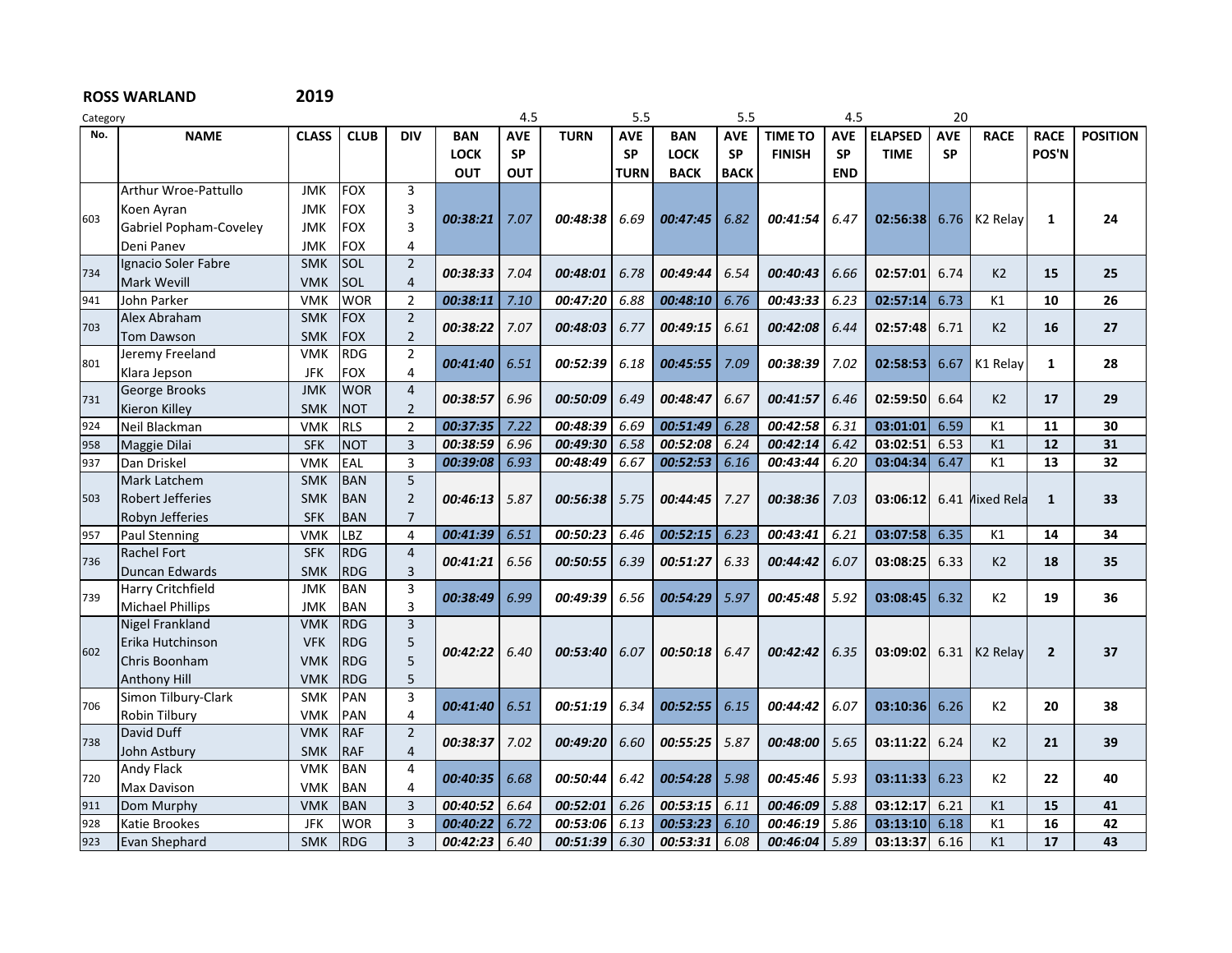**ROSS WARLAND** **2019**

Category

| No. | NAME | CLASS | CLUB | DIV | BAN LOCK OUT | AVE SP OUT (4.5) | TURN | AVE SP TURN (5.5) | BAN LOCK BACK | AVE SP BACK (5.5) | TIME TO FINISH | AVE SP END (4.5) | ELAPSED TIME | AVE SP (20) | RACE | RACE POS'N | POSITION |
|---|---|---|---|---|---|---|---|---|---|---|---|---|---|---|---|---|---|
| 603 | Arthur Wroe-Pattullo<br>Koen Ayran<br>Gabriel Popham-Coveley<br>Deni Panev | JMK<br>JMK<br>JMK<br>JMK | FOX<br>FOX<br>FOX<br>FOX | 3<br>3<br>3<br>4 | 00:38:21 | 7.07 | 00:48:38 | 6.69 | 00:47:45 | 6.82 | 00:41:54 | 6.47 | 02:56:38 | 6.76 | K2 Relay | 1 | 24 |
| 734 | Ignacio Soler Fabre<br>Mark Wevill | SMK<br>VMK | SOL<br>SOL | 2<br>4 | 00:38:33 | 7.04 | 00:48:01 | 6.78 | 00:49:44 | 6.54 | 00:40:43 | 6.66 | 02:57:01 | 6.74 | K2 | 15 | 25 |
| 941 | John Parker | VMK | WOR | 2 | 00:38:11 | 7.10 | 00:47:20 | 6.88 | 00:48:10 | 6.76 | 00:43:33 | 6.23 | 02:57:14 | 6.73 | K1 | 10 | 26 |
| 703 | Alex Abraham<br>Tom Dawson | SMK<br>SMK | FOX<br>FOX | 2<br>2 | 00:38:22 | 7.07 | 00:48:03 | 6.77 | 00:49:15 | 6.61 | 00:42:08 | 6.44 | 02:57:48 | 6.71 | K2 | 16 | 27 |
| 801 | Jeremy Freeland<br>Klara Jepson | VMK<br>JFK | RDG<br>FOX | 2<br>4 | 00:41:40 | 6.51 | 00:52:39 | 6.18 | 00:45:55 | 7.09 | 00:38:39 | 7.02 | 02:58:53 | 6.67 | K1 Relay | 1 | 28 |
| 731 | George Brooks<br>Kieron Killey | JMK<br>SMK | WOR<br>NOT | 4<br>2 | 00:38:57 | 6.96 | 00:50:09 | 6.49 | 00:48:47 | 6.67 | 00:41:57 | 6.46 | 02:59:50 | 6.64 | K2 | 17 | 29 |
| 924 | Neil Blackman | VMK | RLS | 2 | 00:37:35 | 7.22 | 00:48:39 | 6.69 | 00:51:49 | 6.28 | 00:42:58 | 6.31 | 03:01:01 | 6.59 | K1 | 11 | 30 |
| 958 | Maggie Dilai | SFK | NOT | 3 | 00:38:59 | 6.96 | 00:49:30 | 6.58 | 00:52:08 | 6.24 | 00:42:14 | 6.42 | 03:02:51 | 6.53 | K1 | 12 | 31 |
| 937 | Dan Driskel | VMK | EAL | 3 | 00:39:08 | 6.93 | 00:48:49 | 6.67 | 00:52:53 | 6.16 | 00:43:44 | 6.20 | 03:04:34 | 6.47 | K1 | 13 | 32 |
| 503 | Mark Latchem<br>Robert Jefferies<br>Robyn Jefferies | SMK<br>SMK<br>SFK | BAN<br>BAN<br>BAN | 5<br>2<br>7 | 00:46:13 | 5.87 | 00:56:38 | 5.75 | 00:44:45 | 7.27 | 00:38:36 | 7.03 | 03:06:12 | 6.41 | Mixed Rela | 1 | 33 |
| 957 | Paul Stenning | VMK | LBZ | 4 | 00:41:39 | 6.51 | 00:50:23 | 6.46 | 00:52:15 | 6.23 | 00:43:41 | 6.21 | 03:07:58 | 6.35 | K1 | 14 | 34 |
| 736 | Rachel Fort<br>Duncan Edwards | SFK<br>SMK | RDG<br>RDG | 4<br>3 | 00:41:21 | 6.56 | 00:50:55 | 6.39 | 00:51:27 | 6.33 | 00:44:42 | 6.07 | 03:08:25 | 6.33 | K2 | 18 | 35 |
| 739 | Harry Critchfield<br>Michael Phillips | JMK<br>JMK | BAN<br>BAN | 3<br>3 | 00:38:49 | 6.99 | 00:49:39 | 6.56 | 00:54:29 | 5.97 | 00:45:48 | 5.92 | 03:08:45 | 6.32 | K2 | 19 | 36 |
| 602 | Nigel Frankland<br>Erika Hutchinson<br>Chris Boonham<br>Anthony Hill | VMK<br>VFK<br>VMK<br>VMK | RDG<br>RDG<br>RDG<br>RDG | 3<br>5<br>5<br>5 | 00:42:22 | 6.40 | 00:53:40 | 6.07 | 00:50:18 | 6.47 | 00:42:42 | 6.35 | 03:09:02 | 6.31 | K2 Relay | 2 | 37 |
| 706 | Simon Tilbury-Clark<br>Robin Tilbury | SMK<br>VMK | PAN<br>PAN | 3<br>4 | 00:41:40 | 6.51 | 00:51:19 | 6.34 | 00:52:55 | 6.15 | 00:44:42 | 6.07 | 03:10:36 | 6.26 | K2 | 20 | 38 |
| 738 | David Duff<br>John Astbury | VMK<br>SMK | RAF<br>RAF | 2<br>4 | 00:38:37 | 7.02 | 00:49:20 | 6.60 | 00:55:25 | 5.87 | 00:48:00 | 5.65 | 03:11:22 | 6.24 | K2 | 21 | 39 |
| 720 | Andy Flack<br>Max Davison | VMK<br>VMK | BAN<br>BAN | 4<br>4 | 00:40:35 | 6.68 | 00:50:44 | 6.42 | 00:54:28 | 5.98 | 00:45:46 | 5.93 | 03:11:33 | 6.23 | K2 | 22 | 40 |
| 911 | Dom Murphy | VMK | BAN | 3 | 00:40:52 | 6.64 | 00:52:01 | 6.26 | 00:53:15 | 6.11 | 00:46:09 | 5.88 | 03:12:17 | 6.21 | K1 | 15 | 41 |
| 928 | Katie Brookes | JFK | WOR | 3 | 00:40:22 | 6.72 | 00:53:06 | 6.13 | 00:53:23 | 6.10 | 00:46:19 | 5.86 | 03:13:10 | 6.18 | K1 | 16 | 42 |
| 923 | Evan Shephard | SMK | RDG | 3 | 00:42:23 | 6.40 | 00:51:39 | 6.30 | 00:53:31 | 6.08 | 00:46:04 | 5.89 | 03:13:37 | 6.16 | K1 | 17 | 43 |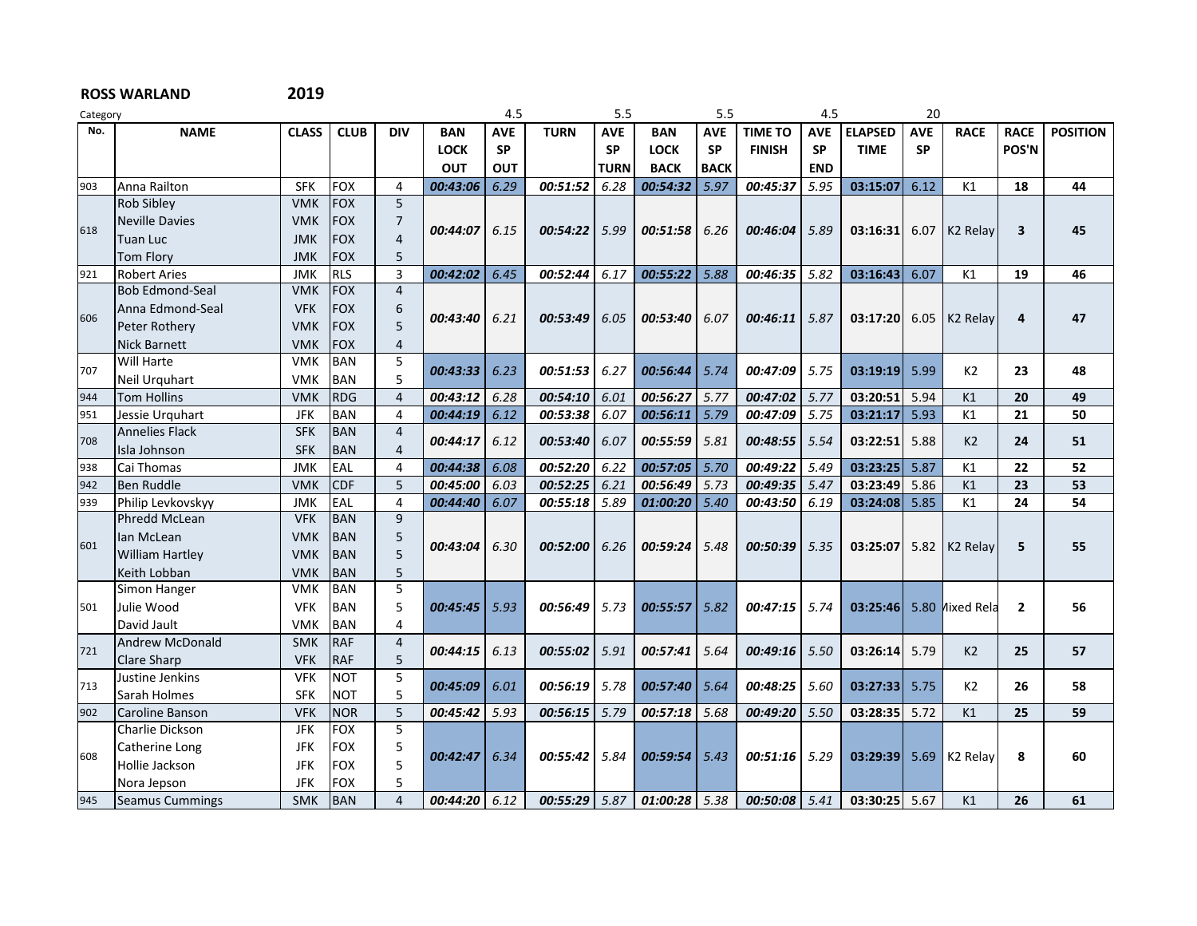**ROSS WARLAND** **2019**

| Category | | | | | | 4.5 | | 5.5 | | 5.5 | | 4.5 | | 20 | | | |
|---|---|---|---|---|---|---|---|---|---|---|---|---|---|---|---|---|---|
| No. | NAME | CLASS | CLUB | DIV | BAN LOCK OUT | AVE SP OUT | TURN | AVE SP TURN | BAN LOCK BACK | AVE SP BACK | TIME TO FINISH | AVE SP END | ELAPSED TIME | AVE SP | RACE | RACE POS'N | POSITION |
| 903 | Anna Railton | SFK | FOX | 4 | 00:43:06 | 6.29 | 00:51:52 | 6.28 | 00:54:32 | 5.97 | 00:45:37 | 5.95 | 03:15:07 | 6.12 | K1 | 18 | 44 |
| 618 | Rob Sibley<br>Neville Davies<br>Tuan Luc<br>Tom Flory | VMK<br>VMK<br>JMK<br>JMK | FOX<br>FOX<br>FOX<br>FOX | 5<br>7<br>4<br>5 | 00:44:07 | 6.15 | 00:54:22 | 5.99 | 00:51:58 | 6.26 | 00:46:04 | 5.89 | 03:16:31 | 6.07 | K2 Relay | 3 | 45 |
| 921 | Robert Aries | JMK | RLS | 3 | 00:42:02 | 6.45 | 00:52:44 | 6.17 | 00:55:22 | 5.88 | 00:46:35 | 5.82 | 03:16:43 | 6.07 | K1 | 19 | 46 |
| 606 | Bob Edmond-Seal<br>Anna Edmond-Seal<br>Peter Rothery<br>Nick Barnett | VMK<br>VFK<br>VMK<br>VMK | FOX<br>FOX<br>FOX<br>FOX | 4<br>6<br>5<br>4 | 00:43:40 | 6.21 | 00:53:49 | 6.05 | 00:53:40 | 6.07 | 00:46:11 | 5.87 | 03:17:20 | 6.05 | K2 Relay | 4 | 47 |
| 707 | Will Harte<br>Neil Urquhart | VMK<br>VMK | BAN<br>BAN | 5<br>5 | 00:43:33 | 6.23 | 00:51:53 | 6.27 | 00:56:44 | 5.74 | 00:47:09 | 5.75 | 03:19:19 | 5.99 | K2 | 23 | 48 |
| 944 | Tom Hollins | VMK | RDG | 4 | 00:43:12 | 6.28 | 00:54:10 | 6.01 | 00:56:27 | 5.77 | 00:47:02 | 5.77 | 03:20:51 | 5.94 | K1 | 20 | 49 |
| 951 | Jessie Urquhart | JFK | BAN | 4 | 00:44:19 | 6.12 | 00:53:38 | 6.07 | 00:56:11 | 5.79 | 00:47:09 | 5.75 | 03:21:17 | 5.93 | K1 | 21 | 50 |
| 708 | Annelies Flack<br>Isla Johnson | SFK<br>SFK | BAN<br>BAN | 4<br>4 | 00:44:17 | 6.12 | 00:53:40 | 6.07 | 00:55:59 | 5.81 | 00:48:55 | 5.54 | 03:22:51 | 5.88 | K2 | 24 | 51 |
| 938 | Cai Thomas | JMK | EAL | 4 | 00:44:38 | 6.08 | 00:52:20 | 6.22 | 00:57:05 | 5.70 | 00:49:22 | 5.49 | 03:23:25 | 5.87 | K1 | 22 | 52 |
| 942 | Ben Ruddle | VMK | CDF | 5 | 00:45:00 | 6.03 | 00:52:25 | 6.21 | 00:56:49 | 5.73 | 00:49:35 | 5.47 | 03:23:49 | 5.86 | K1 | 23 | 53 |
| 939 | Philip Levkovskyy | JMK | EAL | 4 | 00:44:40 | 6.07 | 00:55:18 | 5.89 | 01:00:20 | 5.40 | 00:43:50 | 6.19 | 03:24:08 | 5.85 | K1 | 24 | 54 |
| 601 | Phredd McLean<br>Ian McLean<br>William Hartley<br>Keith Lobban | VFK<br>VMK<br>VMK<br>VMK | BAN<br>BAN<br>BAN<br>BAN | 9<br>5<br>5<br>5 | 00:43:04 | 6.30 | 00:52:00 | 6.26 | 00:59:24 | 5.48 | 00:50:39 | 5.35 | 03:25:07 | 5.82 | K2 Relay | 5 | 55 |
| 501 | Simon Hanger<br>Julie Wood<br>David Jault | VMK<br>VFK<br>VMK | BAN<br>BAN<br>BAN | 5<br>5<br>4 | 00:45:45 | 5.93 | 00:56:49 | 5.73 | 00:55:57 | 5.82 | 00:47:15 | 5.74 | 03:25:46 | 5.80 | Mixed Rela | 2 | 56 |
| 721 | Andrew McDonald<br>Clare Sharp | SMK<br>VFK | RAF<br>RAF | 4<br>5 | 00:44:15 | 6.13 | 00:55:02 | 5.91 | 00:57:41 | 5.64 | 00:49:16 | 5.50 | 03:26:14 | 5.79 | K2 | 25 | 57 |
| 713 | Justine Jenkins<br>Sarah Holmes | VFK<br>SFK | NOT<br>NOT | 5<br>5 | 00:45:09 | 6.01 | 00:56:19 | 5.78 | 00:57:40 | 5.64 | 00:48:25 | 5.60 | 03:27:33 | 5.75 | K2 | 26 | 58 |
| 902 | Caroline Banson | VFK | NOR | 5 | 00:45:42 | 5.93 | 00:56:15 | 5.79 | 00:57:18 | 5.68 | 00:49:20 | 5.50 | 03:28:35 | 5.72 | K1 | 25 | 59 |
| 608 | Charlie Dickson<br>Catherine Long<br>Hollie Jackson<br>Nora Jepson | JFK<br>JFK<br>JFK<br>JFK | FOX<br>FOX<br>FOX<br>FOX | 5<br>5<br>5<br>5 | 00:42:47 | 6.34 | 00:55:42 | 5.84 | 00:59:54 | 5.43 | 00:51:16 | 5.29 | 03:29:39 | 5.69 | K2 Relay | 8 | 60 |
| 945 | Seamus Cummings | SMK | BAN | 4 | 00:44:20 | 6.12 | 00:55:29 | 5.87 | 01:00:28 | 5.38 | 00:50:08 | 5.41 | 03:30:25 | 5.67 | K1 | 26 | 61 |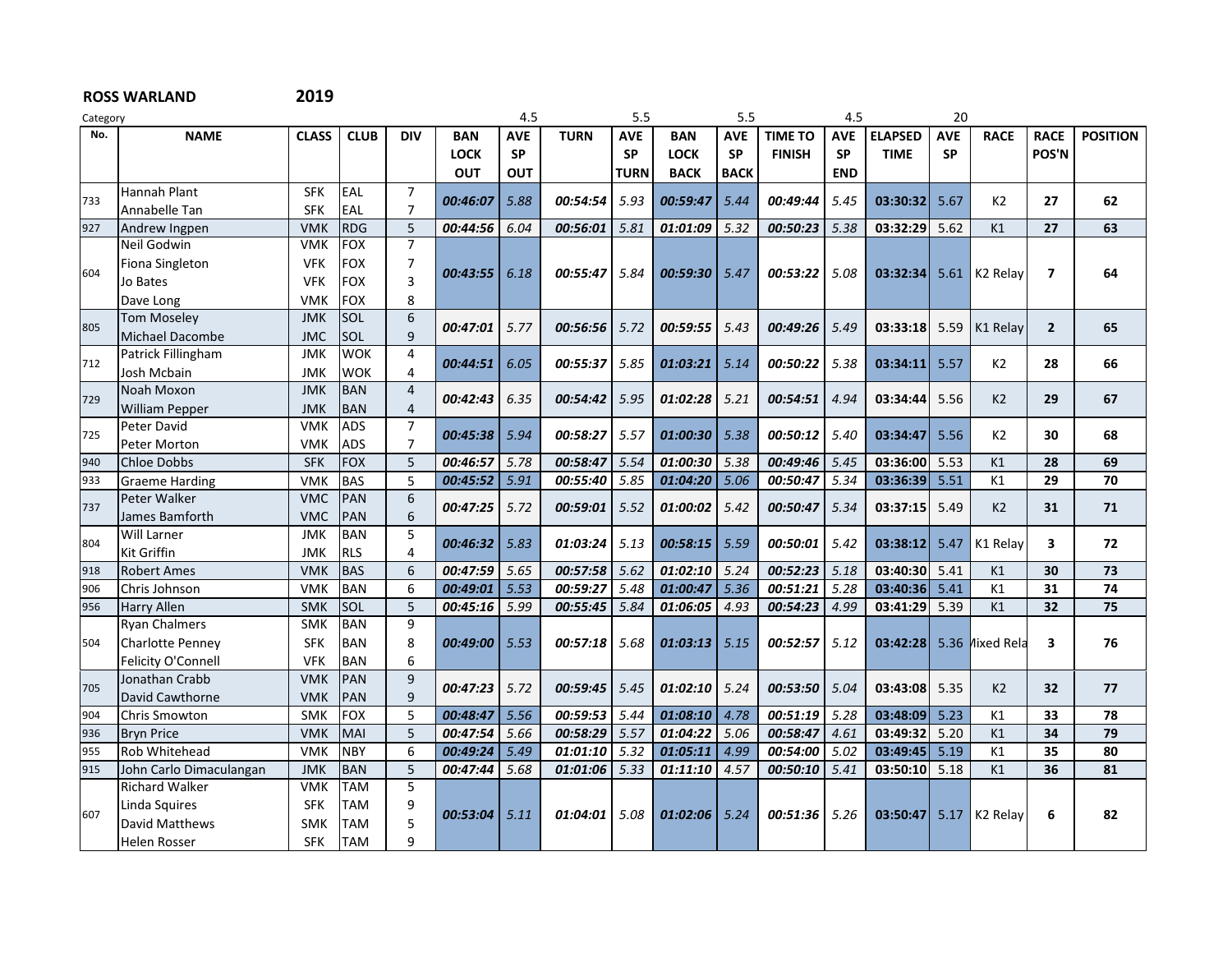**ROSS WARLAND** **2019**

| Category | | | | | | 4.5 | | 5.5 | | 5.5 | | 4.5 | | 20 | | | |
|---|---|---|---|---|---|---|---|---|---|---|---|---|---|---|---|---|---|
| No. | NAME | CLASS | CLUB | DIV | BAN LOCK OUT | AVE SP OUT | TURN | AVE SP TURN | BAN LOCK BACK | AVE SP BACK | TIME TO FINISH | AVE SP END | ELAPSED TIME | AVE SP | RACE | RACE POS'N | POSITION |
| 733 | Hannah Plant<br>Annabelle Tan | SFK<br>SFK | EAL<br>EAL | 7<br>7 | 00:46:07 | 5.88 | 00:54:54 | 5.93 | 00:59:47 | 5.44 | 00:49:44 | 5.45 | 03:30:32 | 5.67 | K2 | 27 | 62 |
| 927 | Andrew Ingpen | VMK | RDG | 5 | 00:44:56 | 6.04 | 00:56:01 | 5.81 | 01:01:09 | 5.32 | 00:50:23 | 5.38 | 03:32:29 | 5.62 | K1 | 27 | 63 |
| 604 | Neil Godwin<br>Fiona Singleton<br>Jo Bates<br>Dave Long | VMK<br>VFK<br>VFK<br>VMK | FOX<br>FOX<br>FOX<br>FOX | 7<br>7<br>3<br>8 | 00:43:55 | 6.18 | 00:55:47 | 5.84 | 00:59:30 | 5.47 | 00:53:22 | 5.08 | 03:32:34 | 5.61 | K2 Relay | 7 | 64 |
| 805 | Tom Moseley<br>Michael Dacombe | JMK<br>JMC | SOL<br>SOL | 6<br>9 | 00:47:01 | 5.77 | 00:56:56 | 5.72 | 00:59:55 | 5.43 | 00:49:26 | 5.49 | 03:33:18 | 5.59 | K1 Relay | 2 | 65 |
| 712 | Patrick Fillingham<br>Josh Mcbain | JMK<br>JMK | WOK<br>WOK | 4<br>4 | 00:44:51 | 6.05 | 00:55:37 | 5.85 | 01:03:21 | 5.14 | 00:50:22 | 5.38 | 03:34:11 | 5.57 | K2 | 28 | 66 |
| 729 | Noah Moxon<br>William Pepper | JMK<br>JMK | BAN<br>BAN | 4<br>4 | 00:42:43 | 6.35 | 00:54:42 | 5.95 | 01:02:28 | 5.21 | 00:54:51 | 4.94 | 03:34:44 | 5.56 | K2 | 29 | 67 |
| 725 | Peter David<br>Peter Morton | VMK<br>VMK | ADS<br>ADS | 7<br>7 | 00:45:38 | 5.94 | 00:58:27 | 5.57 | 01:00:30 | 5.38 | 00:50:12 | 5.40 | 03:34:47 | 5.56 | K2 | 30 | 68 |
| 940 | Chloe Dobbs | SFK | FOX | 5 | 00:46:57 | 5.78 | 00:58:47 | 5.54 | 01:00:30 | 5.38 | 00:49:46 | 5.45 | 03:36:00 | 5.53 | K1 | 28 | 69 |
| 933 | Graeme Harding | VMK | BAS | 5 | 00:45:52 | 5.91 | 00:55:40 | 5.85 | 01:04:20 | 5.06 | 00:50:47 | 5.34 | 03:36:39 | 5.51 | K1 | 29 | 70 |
| 737 | Peter Walker<br>James Bamforth | VMC<br>VMC | PAN<br>PAN | 6<br>6 | 00:47:25 | 5.72 | 00:59:01 | 5.52 | 01:00:02 | 5.42 | 00:50:47 | 5.34 | 03:37:15 | 5.49 | K2 | 31 | 71 |
| 804 | Will Larner<br>Kit Griffin | JMK<br>JMK | BAN<br>RLS | 5<br>4 | 00:46:32 | 5.83 | 01:03:24 | 5.13 | 00:58:15 | 5.59 | 00:50:01 | 5.42 | 03:38:12 | 5.47 | K1 Relay | 3 | 72 |
| 918 | Robert Ames | VMK | BAS | 6 | 00:47:59 | 5.65 | 00:57:58 | 5.62 | 01:02:10 | 5.24 | 00:52:23 | 5.18 | 03:40:30 | 5.41 | K1 | 30 | 73 |
| 906 | Chris Johnson | VMK | BAN | 6 | 00:49:01 | 5.53 | 00:59:27 | 5.48 | 01:00:47 | 5.36 | 00:51:21 | 5.28 | 03:40:36 | 5.41 | K1 | 31 | 74 |
| 956 | Harry Allen | SMK | SOL | 5 | 00:45:16 | 5.99 | 00:55:45 | 5.84 | 01:06:05 | 4.93 | 00:54:23 | 4.99 | 03:41:29 | 5.39 | K1 | 32 | 75 |
| 504 | Ryan Chalmers<br>Charlotte Penney<br>Felicity O'Connell | SMK<br>SFK<br>VFK | BAN<br>BAN<br>BAN | 9<br>8<br>6 | 00:49:00 | 5.53 | 00:57:18 | 5.68 | 01:03:13 | 5.15 | 00:52:57 | 5.12 | 03:42:28 | 5.36 | Mixed Rela | 3 | 76 |
| 705 | Jonathan Crabb<br>David Cawthorne | VMK<br>VMK | PAN<br>PAN | 9<br>9 | 00:47:23 | 5.72 | 00:59:45 | 5.45 | 01:02:10 | 5.24 | 00:53:50 | 5.04 | 03:43:08 | 5.35 | K2 | 32 | 77 |
| 904 | Chris Smowton | SMK | FOX | 5 | 00:48:47 | 5.56 | 00:59:53 | 5.44 | 01:08:10 | 4.78 | 00:51:19 | 5.28 | 03:48:09 | 5.23 | K1 | 33 | 78 |
| 936 | Bryn Price | VMK | MAI | 5 | 00:47:54 | 5.66 | 00:58:29 | 5.57 | 01:04:22 | 5.06 | 00:58:47 | 4.61 | 03:49:32 | 5.20 | K1 | 34 | 79 |
| 955 | Rob Whitehead | VMK | NBY | 6 | 00:49:24 | 5.49 | 01:01:10 | 5.32 | 01:05:11 | 4.99 | 00:54:00 | 5.02 | 03:49:45 | 5.19 | K1 | 35 | 80 |
| 915 | John Carlo Dimaculangan | JMK | BAN | 5 | 00:47:44 | 5.68 | 01:01:06 | 5.33 | 01:11:10 | 4.57 | 00:50:10 | 5.41 | 03:50:10 | 5.18 | K1 | 36 | 81 |
| 607 | Richard Walker<br>Linda Squires<br>David Matthews<br>Helen Rosser | VMK<br>SFK<br>SMK<br>SFK | TAM<br>TAM<br>TAM<br>TAM | 5<br>9<br>5<br>9 | 00:53:04 | 5.11 | 01:04:01 | 5.08 | 01:02:06 | 5.24 | 00:51:36 | 5.26 | 03:50:47 | 5.17 | K2 Relay | 6 | 82 |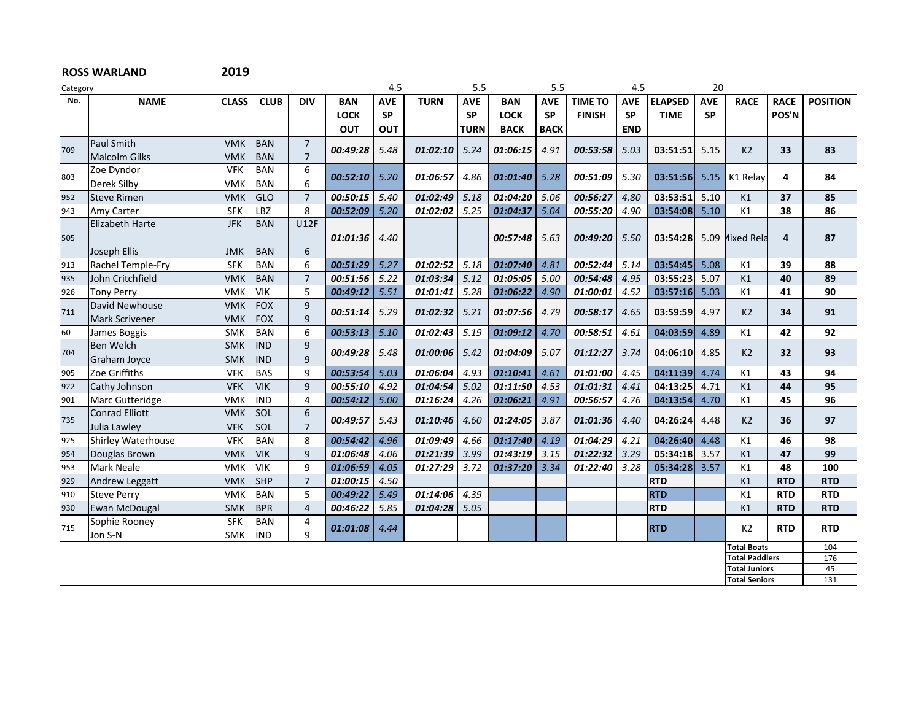**ROSS WARLAND** **2019**

| Category | | | | | | 4.5 | | 5.5 | | 5.5 | | 4.5 | | 20 | | | |
|---|---|---|---|---|---|---|---|---|---|---|---|---|---|---|---|---|---|
| No. | NAME | CLASS | CLUB | DIV | BAN LOCK OUT | AVE SP OUT | TURN | AVE SP TURN | BAN LOCK BACK | AVE SP BACK | TIME TO FINISH | AVE SP END | ELAPSED TIME | AVE SP | RACE | RACE POS'N | POSITION |
| 709 | Paul Smith<br>Malcolm Gilks | VMK<br>VMK | BAN<br>BAN | 7<br>7 | 00:49:28 | 5.48 | 01:02:10 | 5.24 | 01:06:15 | 4.91 | 00:53:58 | 5.03 | 03:51:51 | 5.15 | K2 | 33 | 83 |
| 803 | Zoe Dyndor<br>Derek Silby | VFK<br>VMK | BAN<br>BAN | 6<br>6 | 00:52:10 | 5.20 | 01:06:57 | 4.86 | 01:01:40 | 5.28 | 00:51:09 | 5.30 | 03:51:56 | 5.15 | K1 Relay | 4 | 84 |
| 952 | Steve Rimen | VMK | GLO | 7 | 00:50:15 | 5.40 | 01:02:49 | 5.18 | 01:04:20 | 5.06 | 00:56:27 | 4.80 | 03:53:51 | 5.10 | K1 | 37 | 85 |
| 943 | Amy Carter | SFK | LBZ | 8 | 00:52:09 | 5.20 | 01:02:02 | 5.25 | 01:04:37 | 5.04 | 00:55:20 | 4.90 | 03:54:08 | 5.10 | K1 | 38 | 86 |
| 505 | Elizabeth Harte<br>Joseph Ellis | JFK<br>JMK | BAN<br>BAN | U12F<br>6 | 01:01:36 | 4.40 | | | 00:57:48 | 5.63 | 00:49:20 | 5.50 | 03:54:28 | 5.09 | Mixed Rela | 4 | 87 |
| 913 | Rachel Temple-Fry | SFK | BAN | 6 | 00:51:29 | 5.27 | 01:02:52 | 5.18 | 01:07:40 | 4.81 | 00:52:44 | 5.14 | 03:54:45 | 5.08 | K1 | 39 | 88 |
| 935 | John Critchfield | VMK | BAN | 7 | 00:51:56 | 5.22 | 01:03:34 | 5.12 | 01:05:05 | 5.00 | 00:54:48 | 4.95 | 03:55:23 | 5.07 | K1 | 40 | 89 |
| 926 | Tony Perry | VMK | VIK | 5 | 00:49:12 | 5.51 | 01:01:41 | 5.28 | 01:06:22 | 4.90 | 01:00:01 | 4.52 | 03:57:16 | 5.03 | K1 | 41 | 90 |
| 711 | David Newhouse<br>Mark Scrivener | VMK<br>VMK | FOX<br>FOX | 9<br>9 | 00:51:14 | 5.29 | 01:02:32 | 5.21 | 01:07:56 | 4.79 | 00:58:17 | 4.65 | 03:59:59 | 4.97 | K2 | 34 | 91 |
| 60 | James Boggis | SMK | BAN | 6 | 00:53:13 | 5.10 | 01:02:43 | 5.19 | 01:09:12 | 4.70 | 00:58:51 | 4.61 | 04:03:59 | 4.89 | K1 | 42 | 92 |
| 704 | Ben Welch<br>Graham Joyce | SMK<br>SMK | IND<br>IND | 9<br>9 | 00:49:28 | 5.48 | 01:00:06 | 5.42 | 01:04:09 | 5.07 | 01:12:27 | 3.74 | 04:06:10 | 4.85 | K2 | 32 | 93 |
| 905 | Zoe Griffiths | VFK | BAS | 9 | 00:53:54 | 5.03 | 01:06:04 | 4.93 | 01:10:41 | 4.61 | 01:01:00 | 4.45 | 04:11:39 | 4.74 | K1 | 43 | 94 |
| 922 | Cathy Johnson | VFK | VIK | 9 | 00:55:10 | 4.92 | 01:04:54 | 5.02 | 01:11:50 | 4.53 | 01:01:31 | 4.41 | 04:13:25 | 4.71 | K1 | 44 | 95 |
| 901 | Marc Gutteridge | VMK | IND | 4 | 00:54:12 | 5.00 | 01:16:24 | 4.26 | 01:06:21 | 4.91 | 00:56:57 | 4.76 | 04:13:54 | 4.70 | K1 | 45 | 96 |
| 735 | Conrad Elliott<br>Julia Lawley | VMK<br>VFK | SOL<br>SOL | 6<br>7 | 00:49:57 | 5.43 | 01:10:46 | 4.60 | 01:24:05 | 3.87 | 01:01:36 | 4.40 | 04:26:24 | 4.48 | K2 | 36 | 97 |
| 925 | Shirley Waterhouse | VFK | BAN | 8 | 00:54:42 | 4.96 | 01:09:49 | 4.66 | 01:17:40 | 4.19 | 01:04:29 | 4.21 | 04:26:40 | 4.48 | K1 | 46 | 98 |
| 954 | Douglas Brown | VMK | VIK | 9 | 01:06:48 | 4.06 | 01:21:39 | 3.99 | 01:43:19 | 3.15 | 01:22:32 | 3.29 | 05:34:18 | 3.57 | K1 | 47 | 99 |
| 953 | Mark Neale | VMK | VIK | 9 | 01:06:59 | 4.05 | 01:27:29 | 3.72 | 01:37:20 | 3.34 | 01:22:40 | 3.28 | 05:34:28 | 3.57 | K1 | 48 | 100 |
| 929 | Andrew Leggatt | VMK | SHP | 7 | 01:00:15 | 4.50 | | | | | | | RTD | | K1 | RTD | RTD |
| 910 | Steve Perry | VMK | BAN | 5 | 00:49:22 | 5.49 | 01:14:06 | 4.39 | | | | | RTD | | K1 | RTD | RTD |
| 930 | Ewan McDougal | SMK | BPR | 4 | 00:46:22 | 5.85 | 01:04:28 | 5.05 | | | | | RTD | | K1 | RTD | RTD |
| 715 | Sophie Rooney<br>Jon S-N | SFK<br>SMK | BAN<br>IND | 4<br>9 | 01:01:08 | 4.44 | | | | | | | RTD | | K2 | RTD | RTD |

| | |
|---|---|
| **Total Boats** | 104 |
| **Total Paddlers** | 176 |
| **Total Juniors** | 45 |
| **Total Seniors** | 131 |